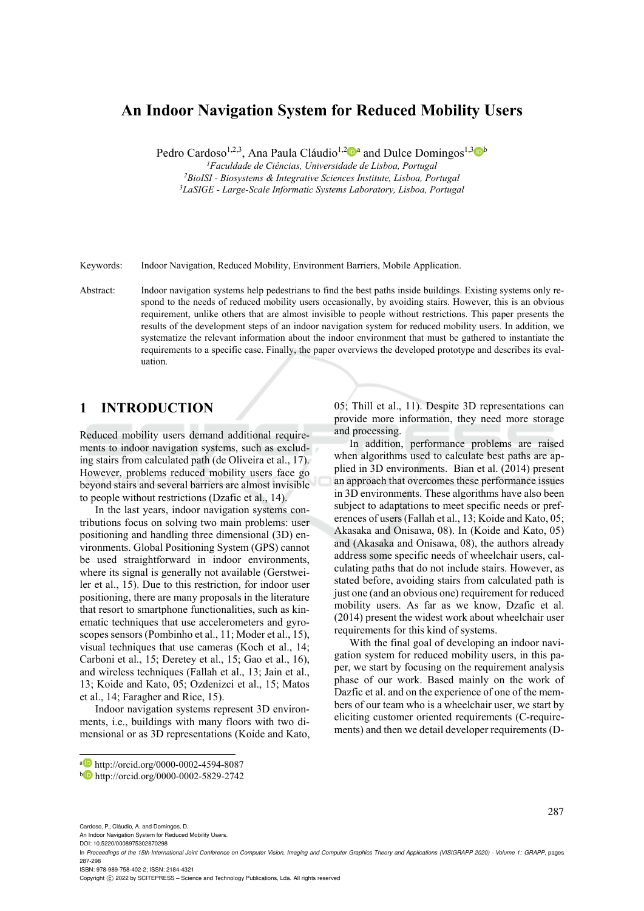# An Indoor Navigation System for Reduced Mobility Users

Pedro Cardoso[1,2,3], Ana Paula Cláudio[1,2,a] and Dulce Domingos[1,3,b]

[1]*Faculdade de Ciências, Universidade de Lisboa, Portugal*
[2]*BioISI - Biosystems & Integrative Sciences Institute, Lisboa, Portugal*
[3]*LaSIGE - Large-Scale Informatic Systems Laboratory, Lisboa, Portugal*

Keywords: Indoor Navigation, Reduced Mobility, Environment Barriers, Mobile Application.

Abstract: Indoor navigation systems help pedestrians to find the best paths inside buildings. Existing systems only respond to the needs of reduced mobility users occasionally, by avoiding stairs. However, this is an obvious requirement, unlike others that are almost invisible to people without restrictions. This paper presents the results of the development steps of an indoor navigation system for reduced mobility users. In addition, we systematize the relevant information about the indoor environment that must be gathered to instantiate the requirements to a specific case. Finally, the paper overviews the developed prototype and describes its evaluation.

## 1 INTRODUCTION

Reduced mobility users demand additional requirements to indoor navigation systems, such as excluding stairs from calculated path (de Oliveira et al., 17). However, problems reduced mobility users face go beyond stairs and several barriers are almost invisible to people without restrictions (Dzafic et al., 14).

In the last years, indoor navigation systems contributions focus on solving two main problems: user positioning and handling three dimensional (3D) environments. Global Positioning System (GPS) cannot be used straightforward in indoor environments, where its signal is generally not available (Gerstweiler et al., 15). Due to this restriction, for indoor user positioning, there are many proposals in the literature that resort to smartphone functionalities, such as kinematic techniques that use accelerometers and gyroscopes sensors (Pombinho et al., 11; Moder et al., 15), visual techniques that use cameras (Koch et al., 14; Carboni et al., 15; Deretey et al., 15; Gao et al., 16), and wireless techniques (Fallah et al., 13; Jain et al., 13; Koide and Kato, 05; Ozdenizci et al., 15; Matos et al., 14; Faragher and Rice, 15).

Indoor navigation systems represent 3D environments, i.e., buildings with many floors with two dimensional or as 3D representations (Koide and Kato, 05; Thill et al., 11). Despite 3D representations can provide more information, they need more storage and processing.

In addition, performance problems are raised when algorithms used to calculate best paths are applied in 3D environments. Bian et al. (2014) present an approach that overcomes these performance issues in 3D environments. These algorithms have also been subject to adaptations to meet specific needs or preferences of users (Fallah et al., 13; Koide and Kato, 05; Akasaka and Onisawa, 08). In (Koide and Kato, 05) and (Akasaka and Onisawa, 08), the authors already address some specific needs of wheelchair users, calculating paths that do not include stairs. However, as stated before, avoiding stairs from calculated path is just one (and an obvious one) requirement for reduced mobility users. As far as we know, Dzafic et al. (2014) present the widest work about wheelchair user requirements for this kind of systems.

With the final goal of developing an indoor navigation system for reduced mobility users, in this paper, we start by focusing on the requirement analysis phase of our work. Based mainly on the work of Dazfic et al. and on the experience of one of the members of our team who is a wheelchair user, we start by eliciting customer oriented requirements (C-requirements) and then we detail developer requirements (D-

[a] http://orcid.org/0000-0002-4594-8087
[b] http://orcid.org/0000-0002-5829-2742

Cardoso, P., Cláudio, A. and Domingos, D.
An Indoor Navigation System for Reduced Mobility Users.
DOI: 10.5220/0008975302870298
In *Proceedings of the 15th International Joint Conference on Computer Vision, Imaging and Computer Graphics Theory and Applications (VISIGRAPP 2020) - Volume 1: GRAPP*, pages 287-298
ISBN: 978-989-758-402-2; ISSN: 2184-4321
Copyright © 2022 by SCITEPRESS – Science and Technology Publications, Lda. All rights reserved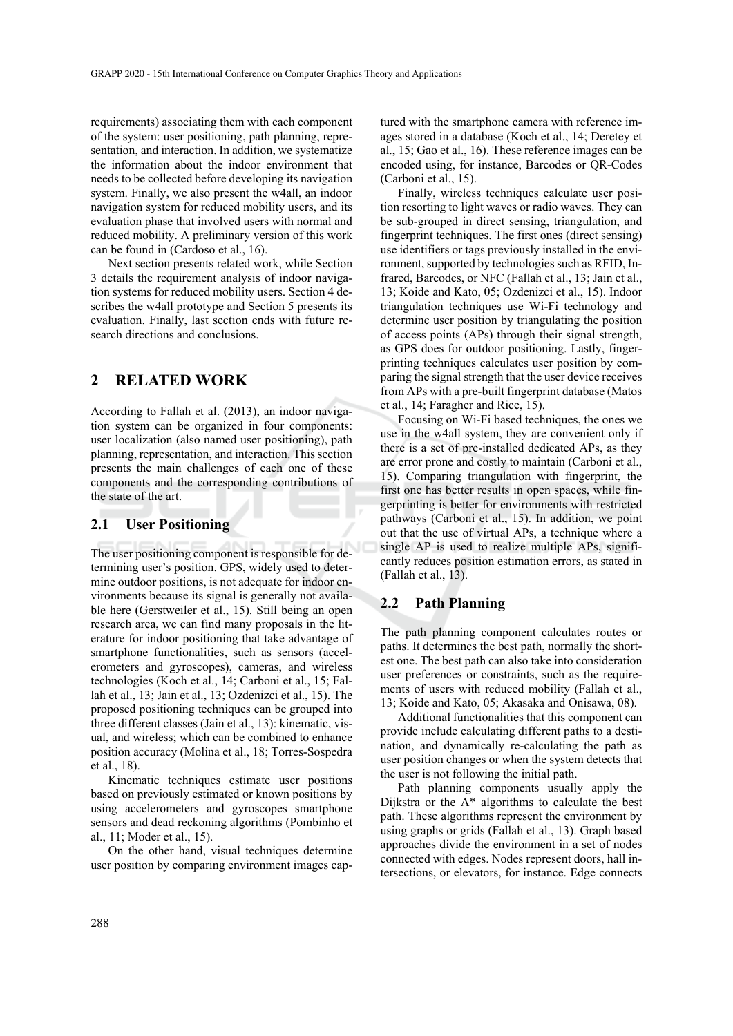requirements) associating them with each component of the system: user positioning, path planning, representation, and interaction. In addition, we systematize the information about the indoor environment that needs to be collected before developing its navigation system. Finally, we also present the w4all, an indoor navigation system for reduced mobility users, and its evaluation phase that involved users with normal and reduced mobility. A preliminary version of this work can be found in (Cardoso et al., 16).

Next section presents related work, while Section 3 details the requirement analysis of indoor navigation systems for reduced mobility users. Section 4 describes the w4all prototype and Section 5 presents its evaluation. Finally, last section ends with future research directions and conclusions.

## 2 RELATED WORK

According to Fallah et al. (2013), an indoor navigation system can be organized in four components: user localization (also named user positioning), path planning, representation, and interaction. This section presents the main challenges of each one of these components and the corresponding contributions of the state of the art.

### 2.1 User Positioning

The user positioning component is responsible for determining user's position. GPS, widely used to determine outdoor positions, is not adequate for indoor environments because its signal is generally not available here (Gerstweiler et al., 15). Still being an open research area, we can find many proposals in the literature for indoor positioning that take advantage of smartphone functionalities, such as sensors (accelerometers and gyroscopes), cameras, and wireless technologies (Koch et al., 14; Carboni et al., 15; Fallah et al., 13; Jain et al., 13; Ozdenizci et al., 15). The proposed positioning techniques can be grouped into three different classes (Jain et al., 13): kinematic, visual, and wireless; which can be combined to enhance position accuracy (Molina et al., 18; Torres-Sospedra et al., 18).

Kinematic techniques estimate user positions based on previously estimated or known positions by using accelerometers and gyroscopes smartphone sensors and dead reckoning algorithms (Pombinho et al., 11; Moder et al., 15).

On the other hand, visual techniques determine user position by comparing environment images captured with the smartphone camera with reference images stored in a database (Koch et al., 14; Deretey et al., 15; Gao et al., 16). These reference images can be encoded using, for instance, Barcodes or QR-Codes (Carboni et al., 15).

Finally, wireless techniques calculate user position resorting to light waves or radio waves. They can be sub-grouped in direct sensing, triangulation, and fingerprint techniques. The first ones (direct sensing) use identifiers or tags previously installed in the environment, supported by technologies such as RFID, Infrared, Barcodes, or NFC (Fallah et al., 13; Jain et al., 13; Koide and Kato, 05; Ozdenizci et al., 15). Indoor triangulation techniques use Wi-Fi technology and determine user position by triangulating the position of access points (APs) through their signal strength, as GPS does for outdoor positioning. Lastly, fingerprinting techniques calculates user position by comparing the signal strength that the user device receives from APs with a pre-built fingerprint database (Matos et al., 14; Faragher and Rice, 15).

Focusing on Wi-Fi based techniques, the ones we use in the w4all system, they are convenient only if there is a set of pre-installed dedicated APs, as they are error prone and costly to maintain (Carboni et al., 15). Comparing triangulation with fingerprint, the first one has better results in open spaces, while fingerprinting is better for environments with restricted pathways (Carboni et al., 15). In addition, we point out that the use of virtual APs, a technique where a single AP is used to realize multiple APs, significantly reduces position estimation errors, as stated in (Fallah et al., 13).

### 2.2 Path Planning

The path planning component calculates routes or paths. It determines the best path, normally the shortest one. The best path can also take into consideration user preferences or constraints, such as the requirements of users with reduced mobility (Fallah et al., 13; Koide and Kato, 05; Akasaka and Onisawa, 08).

Additional functionalities that this component can provide include calculating different paths to a destination, and dynamically re-calculating the path as user position changes or when the system detects that the user is not following the initial path.

Path planning components usually apply the Dijkstra or the A* algorithms to calculate the best path. These algorithms represent the environment by using graphs or grids (Fallah et al., 13). Graph based approaches divide the environment in a set of nodes connected with edges. Nodes represent doors, hall intersections, or elevators, for instance. Edge connects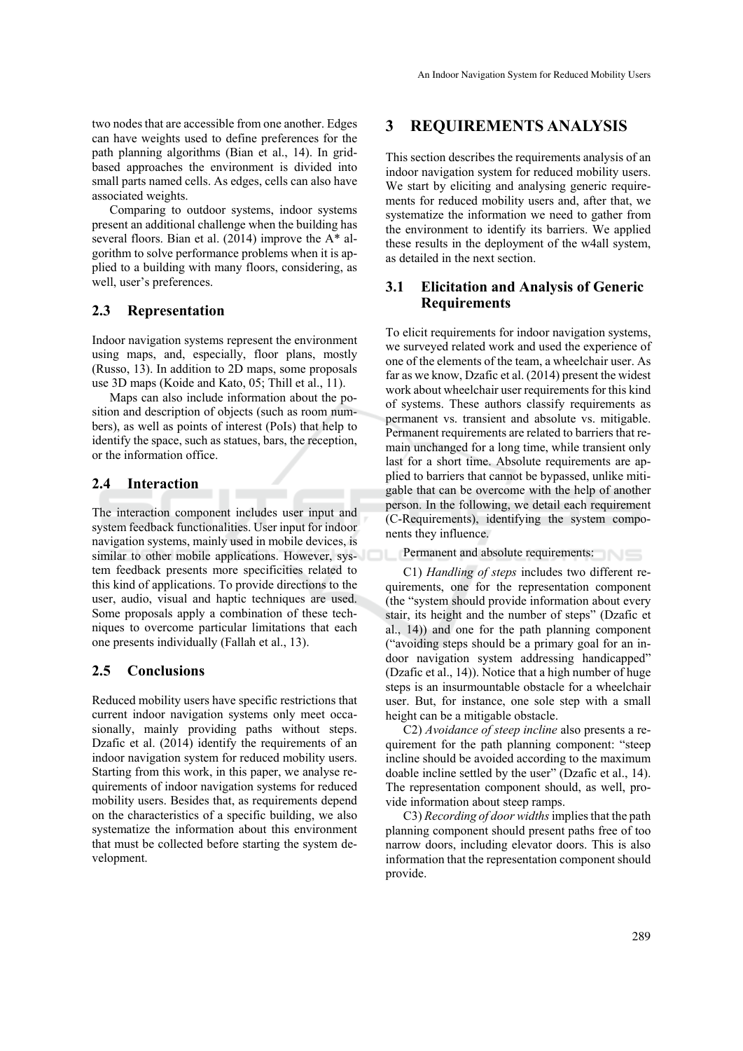two nodes that are accessible from one another. Edges can have weights used to define preferences for the path planning algorithms (Bian et al., 14). In grid-based approaches the environment is divided into small parts named cells. As edges, cells can also have associated weights.

Comparing to outdoor systems, indoor systems present an additional challenge when the building has several floors. Bian et al. (2014) improve the A* algorithm to solve performance problems when it is applied to a building with many floors, considering, as well, user's preferences.

## 2.3 Representation

Indoor navigation systems represent the environment using maps, and, especially, floor plans, mostly (Russo, 13). In addition to 2D maps, some proposals use 3D maps (Koide and Kato, 05; Thill et al., 11).

Maps can also include information about the position and description of objects (such as room numbers), as well as points of interest (PoIs) that help to identify the space, such as statues, bars, the reception, or the information office.

## 2.4 Interaction

The interaction component includes user input and system feedback functionalities. User input for indoor navigation systems, mainly used in mobile devices, is similar to other mobile applications. However, system feedback presents more specificities related to this kind of applications. To provide directions to the user, audio, visual and haptic techniques are used. Some proposals apply a combination of these techniques to overcome particular limitations that each one presents individually (Fallah et al., 13).

## 2.5 Conclusions

Reduced mobility users have specific restrictions that current indoor navigation systems only meet occasionally, mainly providing paths without steps. Dzafic et al. (2014) identify the requirements of an indoor navigation system for reduced mobility users. Starting from this work, in this paper, we analyse requirements of indoor navigation systems for reduced mobility users. Besides that, as requirements depend on the characteristics of a specific building, we also systematize the information about this environment that must be collected before starting the system development.

# 3 REQUIREMENTS ANALYSIS

This section describes the requirements analysis of an indoor navigation system for reduced mobility users. We start by eliciting and analysing generic requirements for reduced mobility users and, after that, we systematize the information we need to gather from the environment to identify its barriers. We applied these results in the deployment of the w4all system, as detailed in the next section.

## 3.1 Elicitation and Analysis of Generic Requirements

To elicit requirements for indoor navigation systems, we surveyed related work and used the experience of one of the elements of the team, a wheelchair user. As far as we know, Dzafic et al. (2014) present the widest work about wheelchair user requirements for this kind of systems. These authors classify requirements as permanent vs. transient and absolute vs. mitigable. Permanent requirements are related to barriers that remain unchanged for a long time, while transient only last for a short time. Absolute requirements are applied to barriers that cannot be bypassed, unlike mitigable that can be overcome with the help of another person. In the following, we detail each requirement (C-Requirements), identifying the system components they influence.

Permanent and absolute requirements:

C1) *Handling of steps* includes two different requirements, one for the representation component (the "system should provide information about every stair, its height and the number of steps" (Dzafic et al., 14)) and one for the path planning component ("avoiding steps should be a primary goal for an indoor navigation system addressing handicapped" (Dzafic et al., 14)). Notice that a high number of huge steps is an insurmountable obstacle for a wheelchair user. But, for instance, one sole step with a small height can be a mitigable obstacle.

C2) *Avoidance of steep incline* also presents a requirement for the path planning component: "steep incline should be avoided according to the maximum doable incline settled by the user" (Dzafic et al., 14). The representation component should, as well, provide information about steep ramps.

C3) *Recording of door widths* implies that the path planning component should present paths free of too narrow doors, including elevator doors. This is also information that the representation component should provide.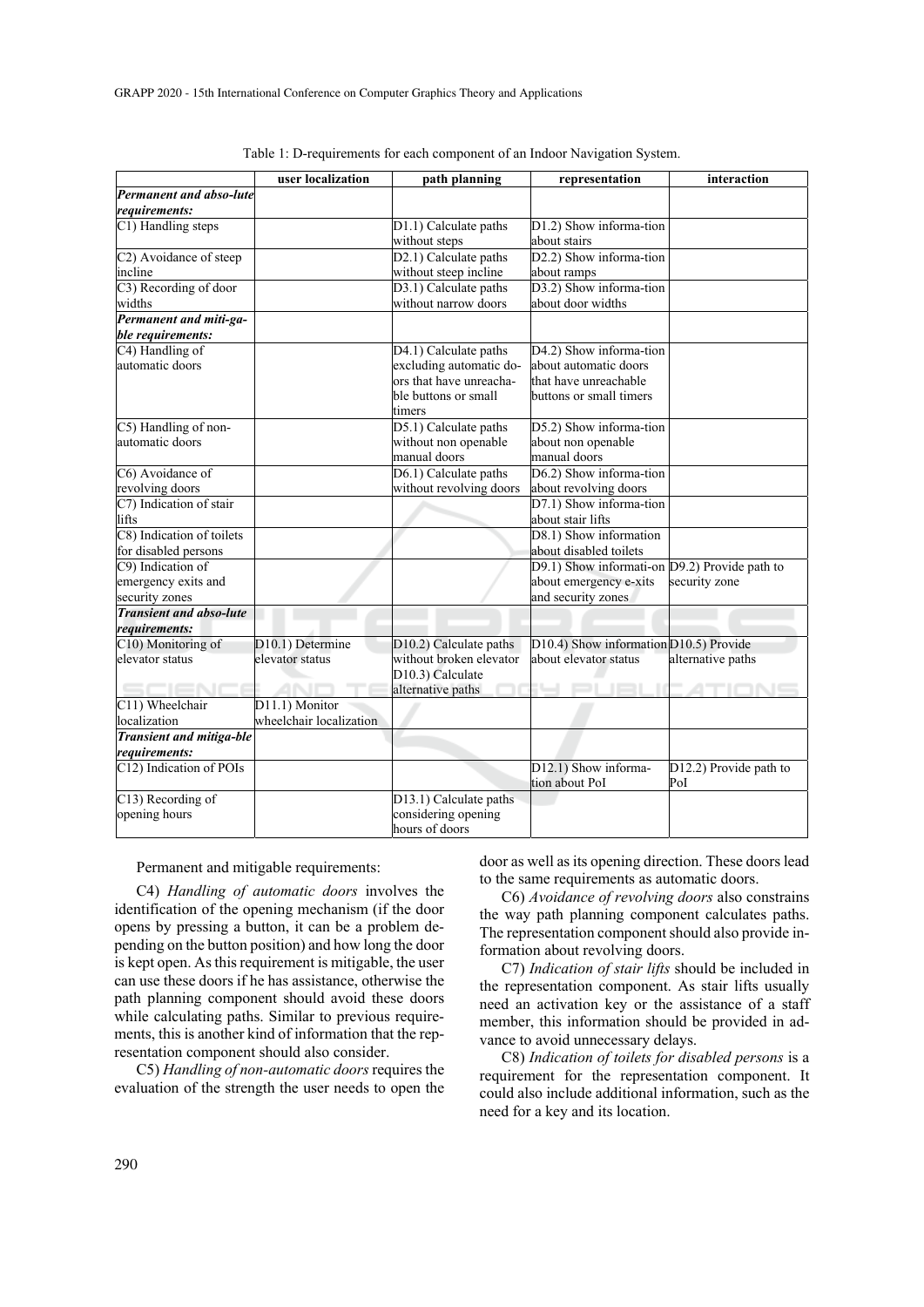Table 1: D-requirements for each component of an Indoor Navigation System.

| | user localization | path planning | representation | interaction |
|---|---|---|---|---|
| ***Permanent and abso-lute requirements:*** | | | | |
| C1) Handling steps | | D1.1) Calculate paths without steps | D1.2) Show informa-tion about stairs | |
| C2) Avoidance of steep incline | | D2.1) Calculate paths without steep incline | D2.2) Show informa-tion about ramps | |
| C3) Recording of door widths | | D3.1) Calculate paths without narrow doors | D3.2) Show informa-tion about door widths | |
| ***Permanent and miti-ga-ble requirements:*** | | | | |
| C4) Handling of automatic doors | | D4.1) Calculate paths excluding automatic do-ors that have unreacha-ble buttons or small timers | D4.2) Show informa-tion about automatic doors that have unreachable buttons or small timers | |
| C5) Handling of non-automatic doors | | D5.1) Calculate paths without non openable manual doors | D5.2) Show informa-tion about non openable manual doors | |
| C6) Avoidance of revolving doors | | D6.1) Calculate paths without revolving doors | D6.2) Show informa-tion about revolving doors | |
| C7) Indication of stair lifts | | | D7.1) Show informa-tion about stair lifts | |
| C8) Indication of toilets for disabled persons | | | D8.1) Show information about disabled toilets | |
| C9) Indication of emergency exits and security zones | | | D9.1) Show informati-on about emergency e-xits and security zones | D9.2) Provide path to security zone |
| ***Transient and abso-lute requirements:*** | | | | |
| C10) Monitoring of elevator status | D10.1) Determine elevator status | D10.2) Calculate paths without broken elevator D10.3) Calculate alternative paths | D10.4) Show information about elevator status | D10.5) Provide alternative paths |
| C11) Wheelchair localization | D11.1) Monitor wheelchair localization | | | |
| ***Transient and mitiga-ble requirements:*** | | | | |
| C12) Indication of POIs | | | D12.1) Show informa-tion about PoI | D12.2) Provide path to PoI |
| C13) Recording of opening hours | | D13.1) Calculate paths considering opening hours of doors | | |

Permanent and mitigable requirements:

C4) *Handling of automatic doors* involves the identification of the opening mechanism (if the door opens by pressing a button, it can be a problem depending on the button position) and how long the door is kept open. As this requirement is mitigable, the user can use these doors if he has assistance, otherwise the path planning component should avoid these doors while calculating paths. Similar to previous requirements, this is another kind of information that the representation component should also consider.

C5) *Handling of non-automatic doors* requires the evaluation of the strength the user needs to open the door as well as its opening direction. These doors lead to the same requirements as automatic doors.

C6) *Avoidance of revolving doors* also constrains the way path planning component calculates paths. The representation component should also provide information about revolving doors.

C7) *Indication of stair lifts* should be included in the representation component. As stair lifts usually need an activation key or the assistance of a staff member, this information should be provided in advance to avoid unnecessary delays.

C8) *Indication of toilets for disabled persons* is a requirement for the representation component. It could also include additional information, such as the need for a key and its location.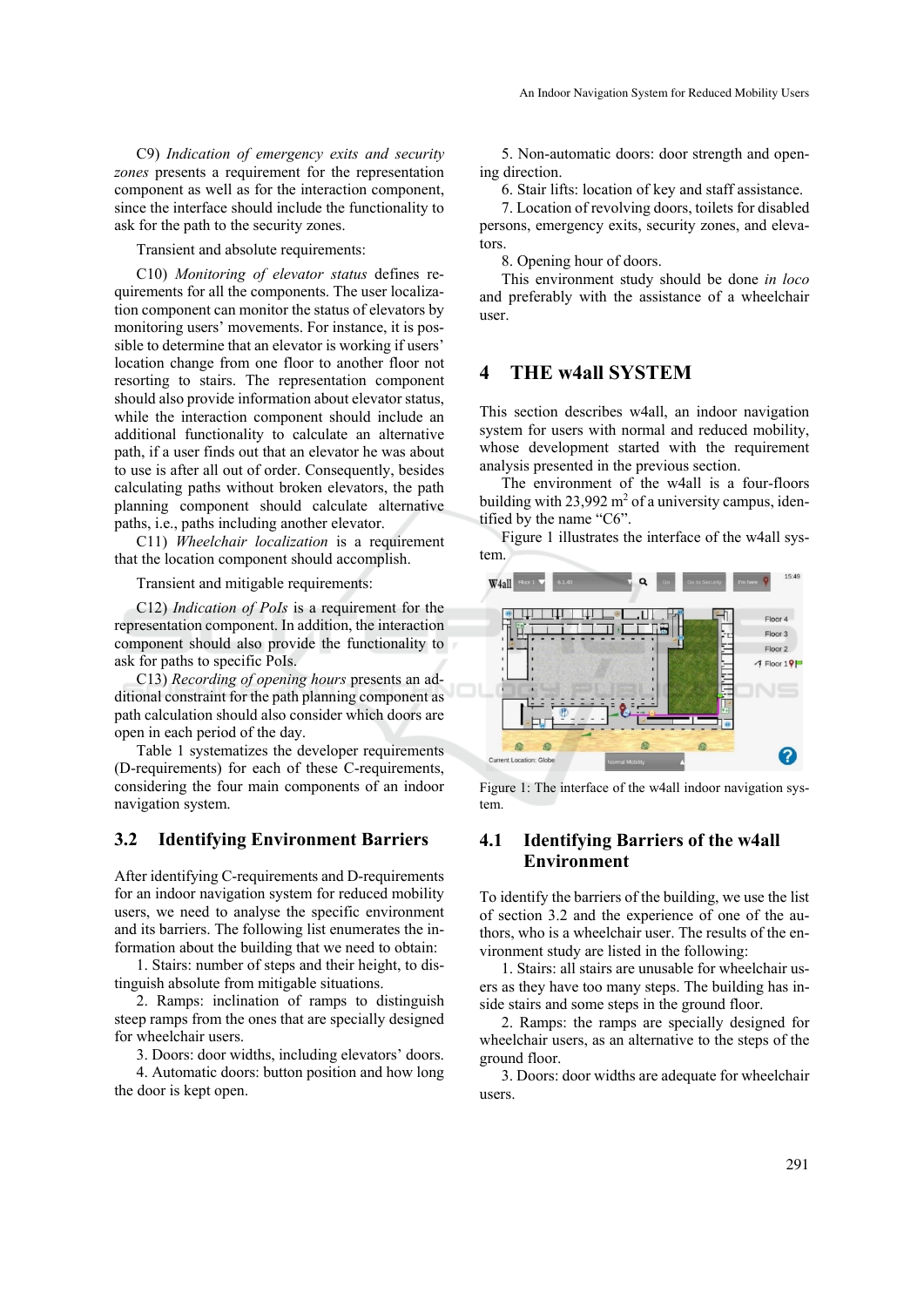C9) *Indication of emergency exits and security zones* presents a requirement for the representation component as well as for the interaction component, since the interface should include the functionality to ask for the path to the security zones.

Transient and absolute requirements:

C10) *Monitoring of elevator status* defines requirements for all the components. The user localization component can monitor the status of elevators by monitoring users' movements. For instance, it is possible to determine that an elevator is working if users' location change from one floor to another floor not resorting to stairs. The representation component should also provide information about elevator status, while the interaction component should include an additional functionality to calculate an alternative path, if a user finds out that an elevator he was about to use is after all out of order. Consequently, besides calculating paths without broken elevators, the path planning component should calculate alternative paths, i.e., paths including another elevator.

C11) *Wheelchair localization* is a requirement that the location component should accomplish.

Transient and mitigable requirements:

C12) *Indication of PoIs* is a requirement for the representation component. In addition, the interaction component should also provide the functionality to ask for paths to specific PoIs.

C13) *Recording of opening hours* presents an additional constraint for the path planning component as path calculation should also consider which doors are open in each period of the day.

Table 1 systematizes the developer requirements (D-requirements) for each of these C-requirements, considering the four main components of an indoor navigation system.

## 3.2 Identifying Environment Barriers

After identifying C-requirements and D-requirements for an indoor navigation system for reduced mobility users, we need to analyse the specific environment and its barriers. The following list enumerates the information about the building that we need to obtain:

1. Stairs: number of steps and their height, to distinguish absolute from mitigable situations.
2. Ramps: inclination of ramps to distinguish steep ramps from the ones that are specially designed for wheelchair users.
3. Doors: door widths, including elevators' doors.
4. Automatic doors: button position and how long the door is kept open.
5. Non-automatic doors: door strength and opening direction.
6. Stair lifts: location of key and staff assistance.
7. Location of revolving doors, toilets for disabled persons, emergency exits, security zones, and elevators.
8. Opening hour of doors.

This environment study should be done *in loco* and preferably with the assistance of a wheelchair user.

# 4 THE w4all SYSTEM

This section describes w4all, an indoor navigation system for users with normal and reduced mobility, whose development started with the requirement analysis presented in the previous section.

The environment of the w4all is a four-floors building with 23,992 m$^2$ of a university campus, identified by the name "C6".

Figure 1 illustrates the interface of the w4all system.

Figure 1: The interface of the w4all indoor navigation system.

## 4.1 Identifying Barriers of the w4all Environment

To identify the barriers of the building, we use the list of section 3.2 and the experience of one of the authors, who is a wheelchair user. The results of the environment study are listed in the following:

1. Stairs: all stairs are unusable for wheelchair users as they have too many steps. The building has inside stairs and some steps in the ground floor.
2. Ramps: the ramps are specially designed for wheelchair users, as an alternative to the steps of the ground floor.
3. Doors: door widths are adequate for wheelchair users.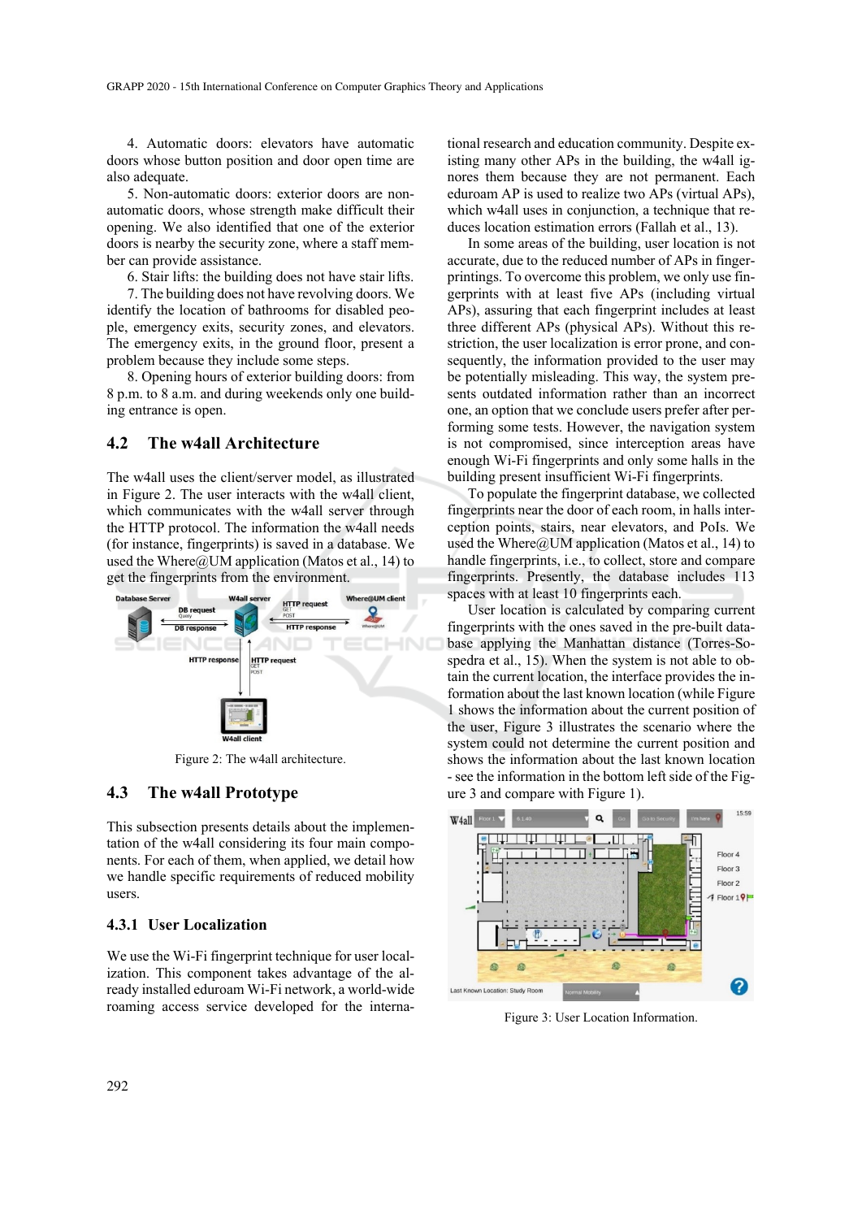4. Automatic doors: elevators have automatic doors whose button position and door open time are also adequate.

5. Non-automatic doors: exterior doors are non-automatic doors, whose strength make difficult their opening. We also identified that one of the exterior doors is nearby the security zone, where a staff member can provide assistance.

6. Stair lifts: the building does not have stair lifts.

7. The building does not have revolving doors. We identify the location of bathrooms for disabled people, emergency exits, security zones, and elevators. The emergency exits, in the ground floor, present a problem because they include some steps.

8. Opening hours of exterior building doors: from 8 p.m. to 8 a.m. and during weekends only one building entrance is open.

## 4.2 The w4all Architecture

The w4all uses the client/server model, as illustrated in Figure 2. The user interacts with the w4all client, which communicates with the w4all server through the HTTP protocol. The information the w4all needs (for instance, fingerprints) is saved in a database. We used the Where@UM application (Matos et al., 14) to get the fingerprints from the environment.

Figure 2: The w4all architecture.

## 4.3 The w4all Prototype

This subsection presents details about the implementation of the w4all considering its four main components. For each of them, when applied, we detail how we handle specific requirements of reduced mobility users.

### 4.3.1 User Localization

We use the Wi-Fi fingerprint technique for user localization. This component takes advantage of the already installed eduroam Wi-Fi network, a world-wide roaming access service developed for the international research and education community. Despite existing many other APs in the building, the w4all ignores them because they are not permanent. Each eduroam AP is used to realize two APs (virtual APs), which w4all uses in conjunction, a technique that reduces location estimation errors (Fallah et al., 13).

In some areas of the building, user location is not accurate, due to the reduced number of APs in fingerprintings. To overcome this problem, we only use fingerprints with at least five APs (including virtual APs), assuring that each fingerprint includes at least three different APs (physical APs). Without this restriction, the user localization is error prone, and consequently, the information provided to the user may be potentially misleading. This way, the system presents outdated information rather than an incorrect one, an option that we conclude users prefer after performing some tests. However, the navigation system is not compromised, since interception areas have enough Wi-Fi fingerprints and only some halls in the building present insufficient Wi-Fi fingerprints.

To populate the fingerprint database, we collected fingerprints near the door of each room, in halls interception points, stairs, near elevators, and PoIs. We used the Where@UM application (Matos et al., 14) to handle fingerprints, i.e., to collect, store and compare fingerprints. Presently, the database includes 113 spaces with at least 10 fingerprints each.

User location is calculated by comparing current fingerprints with the ones saved in the pre-built database applying the Manhattan distance (Torres-Sospedra et al., 15). When the system is not able to obtain the current location, the interface provides the information about the last known location (while Figure 1 shows the information about the current position of the user, Figure 3 illustrates the scenario where the system could not determine the current position and shows the information about the last known location - see the information in the bottom left side of the Figure 3 and compare with Figure 1).

Figure 3: User Location Information.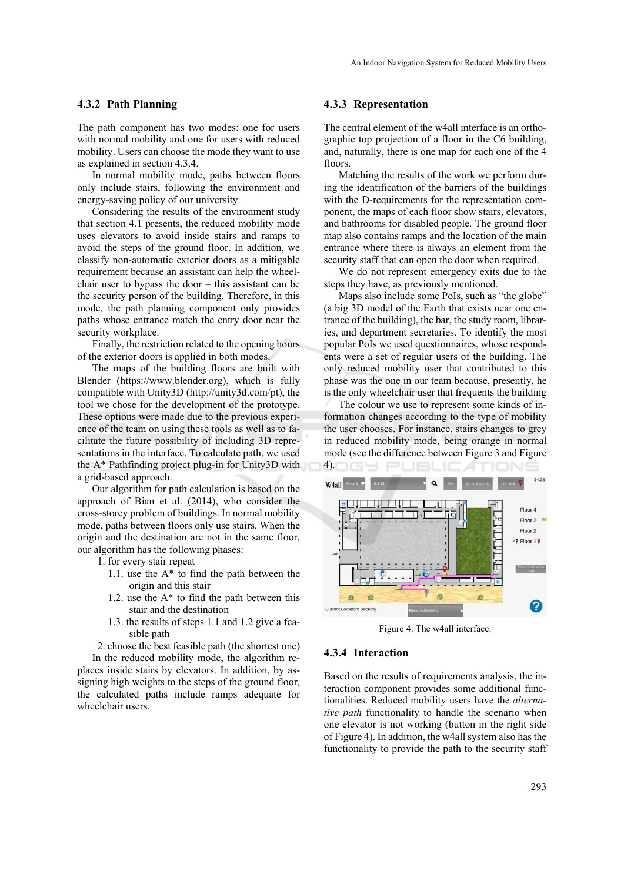### 4.3.2 Path Planning

The path component has two modes: one for users with normal mobility and one for users with reduced mobility. Users can choose the mode they want to use as explained in section 4.3.4.

In normal mobility mode, paths between floors only include stairs, following the environment and energy-saving policy of our university.

Considering the results of the environment study that section 4.1 presents, the reduced mobility mode uses elevators to avoid inside stairs and ramps to avoid the steps of the ground floor. In addition, we classify non-automatic exterior doors as a mitigable requirement because an assistant can help the wheelchair user to bypass the door – this assistant can be the security person of the building. Therefore, in this mode, the path planning component only provides paths whose entrance match the entry door near the security workplace.

Finally, the restriction related to the opening hours of the exterior doors is applied in both modes.

The maps of the building floors are built with Blender (https://www.blender.org), which is fully compatible with Unity3D (http://unity3d.com/pt), the tool we chose for the development of the prototype. These options were made due to the previous experience of the team on using these tools as well as to facilitate the future possibility of including 3D representations in the interface. To calculate path, we used the A* Pathfinding project plug-in for Unity3D with a grid-based approach.

Our algorithm for path calculation is based on the approach of Bian et al. (2014), who consider the cross-storey problem of buildings. In normal mobility mode, paths between floors only use stairs. When the origin and the destination are not in the same floor, our algorithm has the following phases:

1. for every stair repeat
   1.1. use the A* to find the path between the origin and this stair
   1.2. use the A* to find the path between this stair and the destination
   1.3. the results of steps 1.1 and 1.2 give a feasible path
2. choose the best feasible path (the shortest one)

In the reduced mobility mode, the algorithm replaces inside stairs by elevators. In addition, by assigning high weights to the steps of the ground floor, the calculated paths include ramps adequate for wheelchair users.

### 4.3.3 Representation

The central element of the w4all interface is an orthographic top projection of a floor in the C6 building, and, naturally, there is one map for each one of the 4 floors.

Matching the results of the work we perform during the identification of the barriers of the buildings with the D-requirements for the representation component, the maps of each floor show stairs, elevators, and bathrooms for disabled people. The ground floor map also contains ramps and the location of the main entrance where there is always an element from the security staff that can open the door when required.

We do not represent emergency exits due to the steps they have, as previously mentioned.

Maps also include some PoIs, such as "the globe" (a big 3D model of the Earth that exists near one entrance of the building), the bar, the study room, libraries, and department secretaries. To identify the most popular PoIs we used questionnaires, whose respondents were a set of regular users of the building. The only reduced mobility user that contributed to this phase was the one in our team because, presently, he is the only wheelchair user that frequents the building

The colour we use to represent some kinds of information changes according to the type of mobility the user chooses. For instance, stairs changes to grey in reduced mobility mode, being orange in normal mode (see the difference between Figure 3 and Figure 4).

Figure 4: The w4all interface.

### 4.3.4 Interaction

Based on the results of requirements analysis, the interaction component provides some additional functionalities. Reduced mobility users have the *alternative path* functionality to handle the scenario when one elevator is not working (button in the right side of Figure 4). In addition, the w4all system also has the functionality to provide the path to the security staff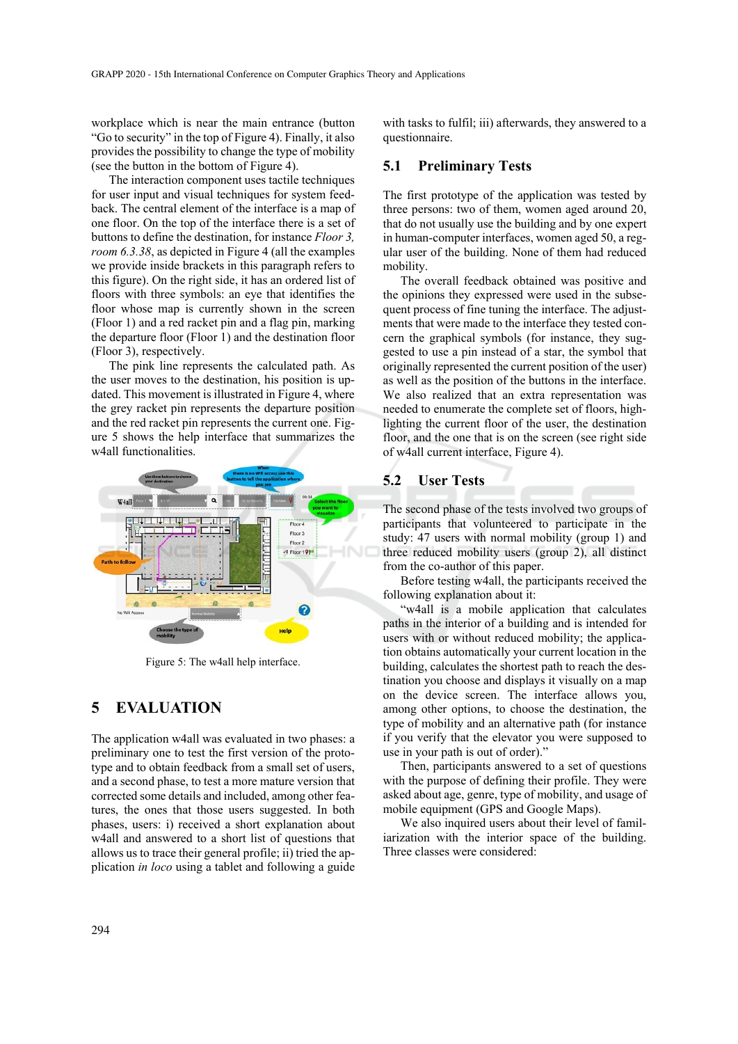workplace which is near the main entrance (button "Go to security" in the top of Figure 4). Finally, it also provides the possibility to change the type of mobility (see the button in the bottom of Figure 4).

The interaction component uses tactile techniques for user input and visual techniques for system feedback. The central element of the interface is a map of one floor. On the top of the interface there is a set of buttons to define the destination, for instance *Floor 3, room 6.3.38*, as depicted in Figure 4 (all the examples we provide inside brackets in this paragraph refers to this figure). On the right side, it has an ordered list of floors with three symbols: an eye that identifies the floor whose map is currently shown in the screen (Floor 1) and a red racket pin and a flag pin, marking the departure floor (Floor 1) and the destination floor (Floor 3), respectively.

The pink line represents the calculated path. As the user moves to the destination, his position is updated. This movement is illustrated in Figure 4, where the grey racket pin represents the departure position and the red racket pin represents the current one. Figure 5 shows the help interface that summarizes the w4all functionalities.

Figure 5: The w4all help interface.

# 5 EVALUATION

The application w4all was evaluated in two phases: a preliminary one to test the first version of the prototype and to obtain feedback from a small set of users, and a second phase, to test a more mature version that corrected some details and included, among other features, the ones that those users suggested. In both phases, users: i) received a short explanation about w4all and answered to a short list of questions that allows us to trace their general profile; ii) tried the application *in loco* using a tablet and following a guide with tasks to fulfil; iii) afterwards, they answered to a questionnaire.

## 5.1 Preliminary Tests

The first prototype of the application was tested by three persons: two of them, women aged around 20, that do not usually use the building and by one expert in human-computer interfaces, women aged 50, a regular user of the building. None of them had reduced mobility.

The overall feedback obtained was positive and the opinions they expressed were used in the subsequent process of fine tuning the interface. The adjustments that were made to the interface they tested concern the graphical symbols (for instance, they suggested to use a pin instead of a star, the symbol that originally represented the current position of the user) as well as the position of the buttons in the interface. We also realized that an extra representation was needed to enumerate the complete set of floors, highlighting the current floor of the user, the destination floor, and the one that is on the screen (see right side of w4all current interface, Figure 4).

## 5.2 User Tests

The second phase of the tests involved two groups of participants that volunteered to participate in the study: 47 users with normal mobility (group 1) and three reduced mobility users (group 2), all distinct from the co-author of this paper.

Before testing w4all, the participants received the following explanation about it:

"w4all is a mobile application that calculates paths in the interior of a building and is intended for users with or without reduced mobility; the application obtains automatically your current location in the building, calculates the shortest path to reach the destination you choose and displays it visually on a map on the device screen. The interface allows you, among other options, to choose the destination, the type of mobility and an alternative path (for instance if you verify that the elevator you were supposed to use in your path is out of order)."

Then, participants answered to a set of questions with the purpose of defining their profile. They were asked about age, genre, type of mobility, and usage of mobile equipment (GPS and Google Maps).

We also inquired users about their level of familiarization with the interior space of the building. Three classes were considered: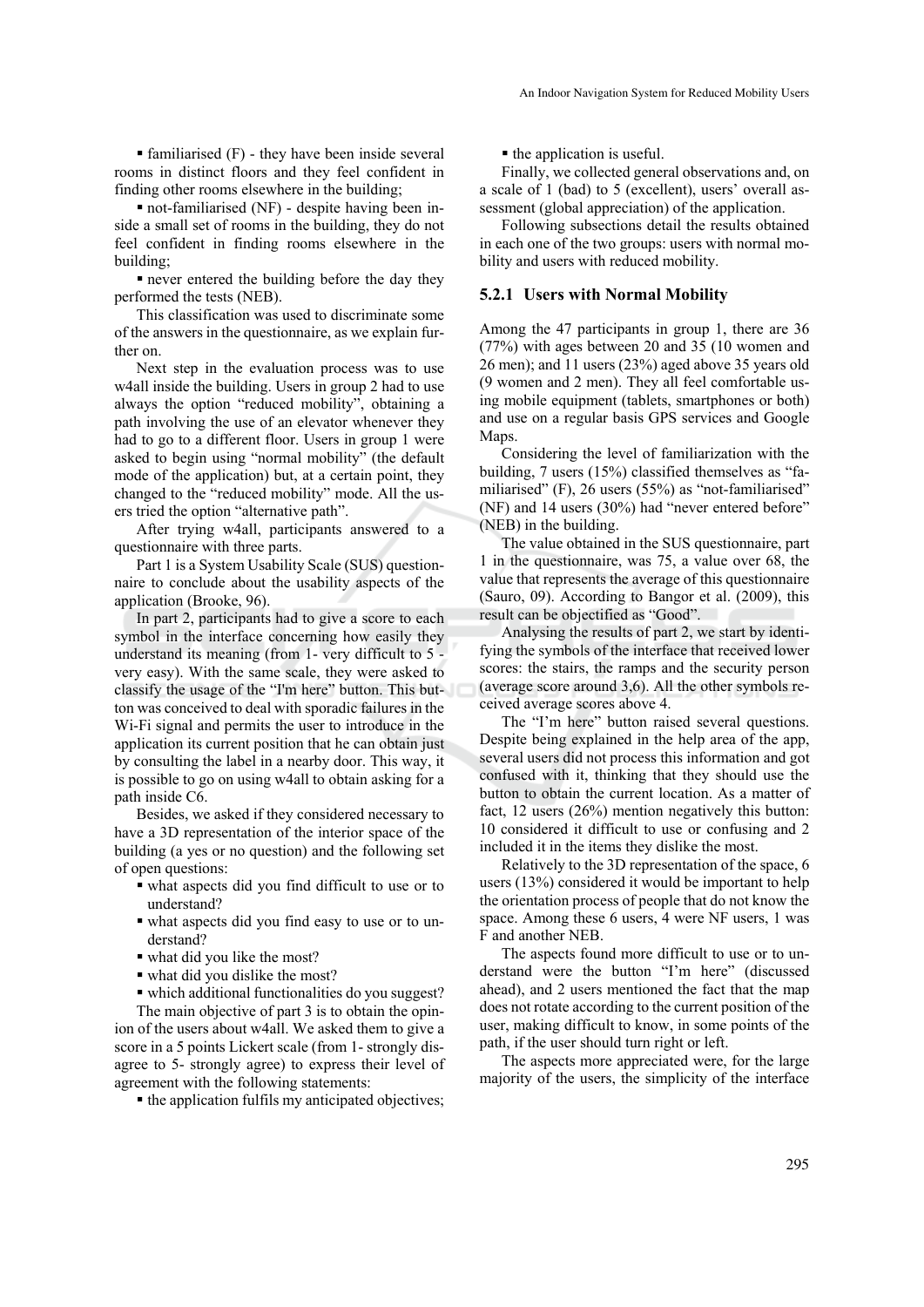- familiarised (F) - they have been inside several rooms in distinct floors and they feel confident in finding other rooms elsewhere in the building;
- not-familiarised (NF) - despite having been inside a small set of rooms in the building, they do not feel confident in finding rooms elsewhere in the building;
- never entered the building before the day they performed the tests (NEB).

This classification was used to discriminate some of the answers in the questionnaire, as we explain further on.

Next step in the evaluation process was to use w4all inside the building. Users in group 2 had to use always the option "reduced mobility", obtaining a path involving the use of an elevator whenever they had to go to a different floor. Users in group 1 were asked to begin using "normal mobility" (the default mode of the application) but, at a certain point, they changed to the "reduced mobility" mode. All the users tried the option "alternative path".

After trying w4all, participants answered to a questionnaire with three parts.

Part 1 is a System Usability Scale (SUS) questionnaire to conclude about the usability aspects of the application (Brooke, 96).

In part 2, participants had to give a score to each symbol in the interface concerning how easily they understand its meaning (from 1- very difficult to 5 - very easy). With the same scale, they were asked to classify the usage of the "I'm here" button. This button was conceived to deal with sporadic failures in the Wi-Fi signal and permits the user to introduce in the application its current position that he can obtain just by consulting the label in a nearby door. This way, it is possible to go on using w4all to obtain asking for a path inside C6.

Besides, we asked if they considered necessary to have a 3D representation of the interior space of the building (a yes or no question) and the following set of open questions:

- what aspects did you find difficult to use or to understand?
- what aspects did you find easy to use or to understand?
- what did you like the most?
- what did you dislike the most?
- which additional functionalities do you suggest?

The main objective of part 3 is to obtain the opinion of the users about w4all. We asked them to give a score in a 5 points Lickert scale (from 1- strongly disagree to 5- strongly agree) to express their level of agreement with the following statements:

- the application fulfils my anticipated objectives;
- the application is useful.

Finally, we collected general observations and, on a scale of 1 (bad) to 5 (excellent), users' overall assessment (global appreciation) of the application.

Following subsections detail the results obtained in each one of the two groups: users with normal mobility and users with reduced mobility.

### 5.2.1 Users with Normal Mobility

Among the 47 participants in group 1, there are 36 (77%) with ages between 20 and 35 (10 women and 26 men); and 11 users (23%) aged above 35 years old (9 women and 2 men). They all feel comfortable using mobile equipment (tablets, smartphones or both) and use on a regular basis GPS services and Google Maps.

Considering the level of familiarization with the building, 7 users (15%) classified themselves as "familiarised" (F), 26 users (55%) as "not-familiarised" (NF) and 14 users (30%) had "never entered before" (NEB) in the building.

The value obtained in the SUS questionnaire, part 1 in the questionnaire, was 75, a value over 68, the value that represents the average of this questionnaire (Sauro, 09). According to Bangor et al. (2009), this result can be objectified as "Good".

Analysing the results of part 2, we start by identifying the symbols of the interface that received lower scores: the stairs, the ramps and the security person (average score around 3,6). All the other symbols received average scores above 4.

The "I'm here" button raised several questions. Despite being explained in the help area of the app, several users did not process this information and got confused with it, thinking that they should use the button to obtain the current location. As a matter of fact, 12 users (26%) mention negatively this button: 10 considered it difficult to use or confusing and 2 included it in the items they dislike the most.

Relatively to the 3D representation of the space, 6 users (13%) considered it would be important to help the orientation process of people that do not know the space. Among these 6 users, 4 were NF users, 1 was F and another NEB.

The aspects found more difficult to use or to understand were the button "I'm here" (discussed ahead), and 2 users mentioned the fact that the map does not rotate according to the current position of the user, making difficult to know, in some points of the path, if the user should turn right or left.

The aspects more appreciated were, for the large majority of the users, the simplicity of the interface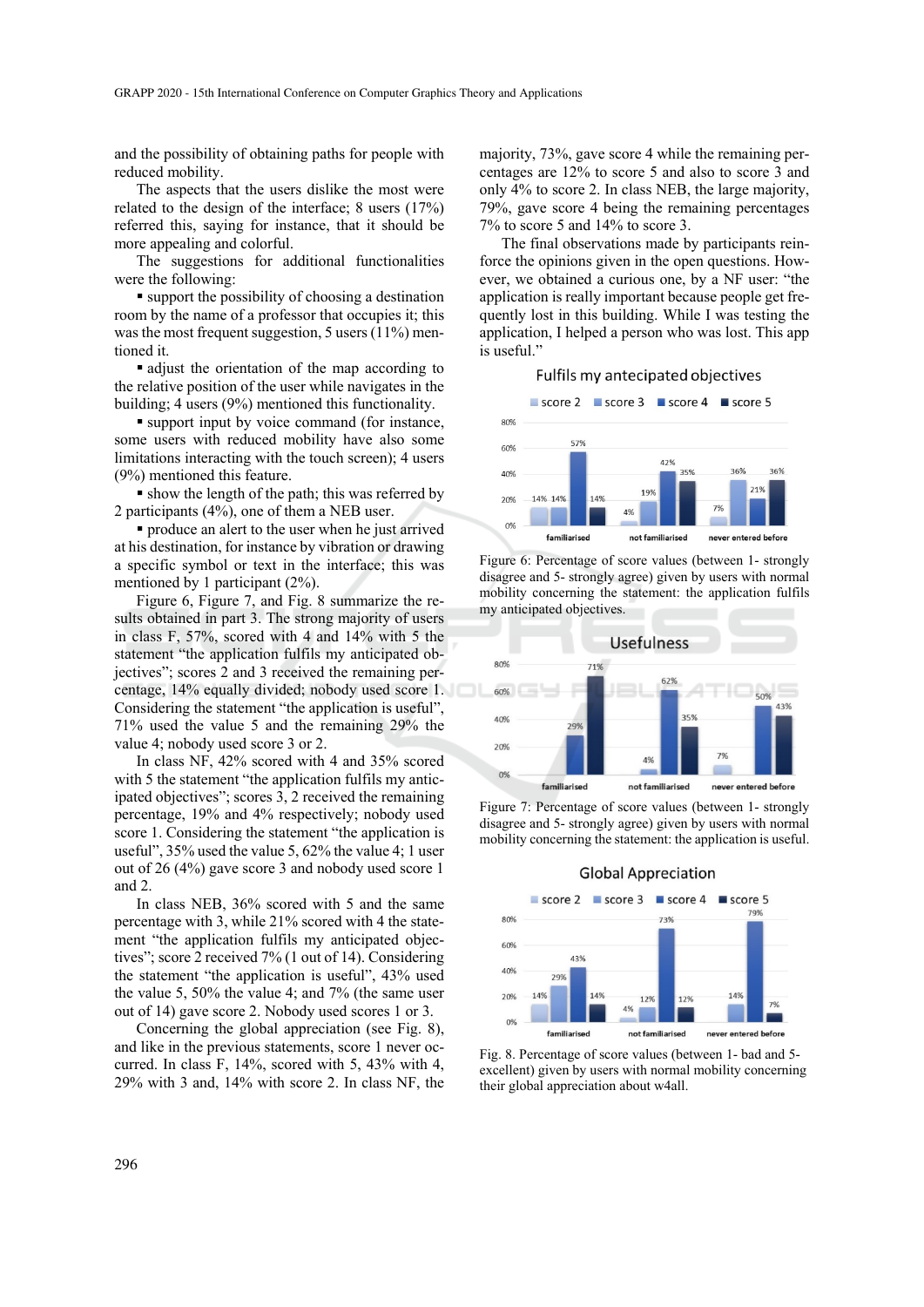and the possibility of obtaining paths for people with reduced mobility.

The aspects that the users dislike the most were related to the design of the interface; 8 users (17%) referred this, saying for instance, that it should be more appealing and colorful.

The suggestions for additional functionalities were the following:

- support the possibility of choosing a destination room by the name of a professor that occupies it; this was the most frequent suggestion, 5 users (11%) mentioned it.
- adjust the orientation of the map according to the relative position of the user while navigates in the building; 4 users (9%) mentioned this functionality.
- support input by voice command (for instance, some users with reduced mobility have also some limitations interacting with the touch screen); 4 users (9%) mentioned this feature.
- show the length of the path; this was referred by 2 participants (4%), one of them a NEB user.
- produce an alert to the user when he just arrived at his destination, for instance by vibration or drawing a specific symbol or text in the interface; this was mentioned by 1 participant (2%).

Figure 6, Figure 7, and Fig. 8 summarize the results obtained in part 3. The strong majority of users in class F, 57%, scored with 4 and 14% with 5 the statement "the application fulfils my anticipated objectives"; scores 2 and 3 received the remaining percentage, 14% equally divided; nobody used score 1. Considering the statement "the application is useful", 71% used the value 5 and the remaining 29% the value 4; nobody used score 3 or 2.

In class NF, 42% scored with 4 and 35% scored with 5 the statement "the application fulfils my anticipated objectives"; scores 3, 2 received the remaining percentage, 19% and 4% respectively; nobody used score 1. Considering the statement "the application is useful", 35% used the value 5, 62% the value 4; 1 user out of 26 (4%) gave score 3 and nobody used score 1 and 2.

In class NEB, 36% scored with 5 and the same percentage with 3, while 21% scored with 4 the statement "the application fulfils my anticipated objectives"; score 2 received 7% (1 out of 14). Considering the statement "the application is useful", 43% used the value 5, 50% the value 4; and 7% (the same user out of 14) gave score 2. Nobody used scores 1 or 3.

Concerning the global appreciation (see Fig. 8), and like in the previous statements, score 1 never occurred. In class F, 14%, scored with 5, 43% with 4, 29% with 3 and, 14% with score 2. In class NF, the majority, 73%, gave score 4 while the remaining percentages are 12% to score 5 and also to score 3 and only 4% to score 2. In class NEB, the large majority, 79%, gave score 4 being the remaining percentages 7% to score 5 and 14% to score 3.

The final observations made by participants reinforce the opinions given in the open questions. However, we obtained a curious one, by a NF user: "the application is really important because people get frequently lost in this building. While I was testing the application, I helped a person who was lost. This app is useful."

Figure 6: Percentage of score values (between 1- strongly disagree and 5- strongly agree) given by users with normal mobility concerning the statement: the application fulfils my anticipated objectives.

Figure 7: Percentage of score values (between 1- strongly disagree and 5- strongly agree) given by users with normal mobility concerning the statement: the application is useful.

Fig. 8. Percentage of score values (between 1- bad and 5- excellent) given by users with normal mobility concerning their global appreciation about w4all.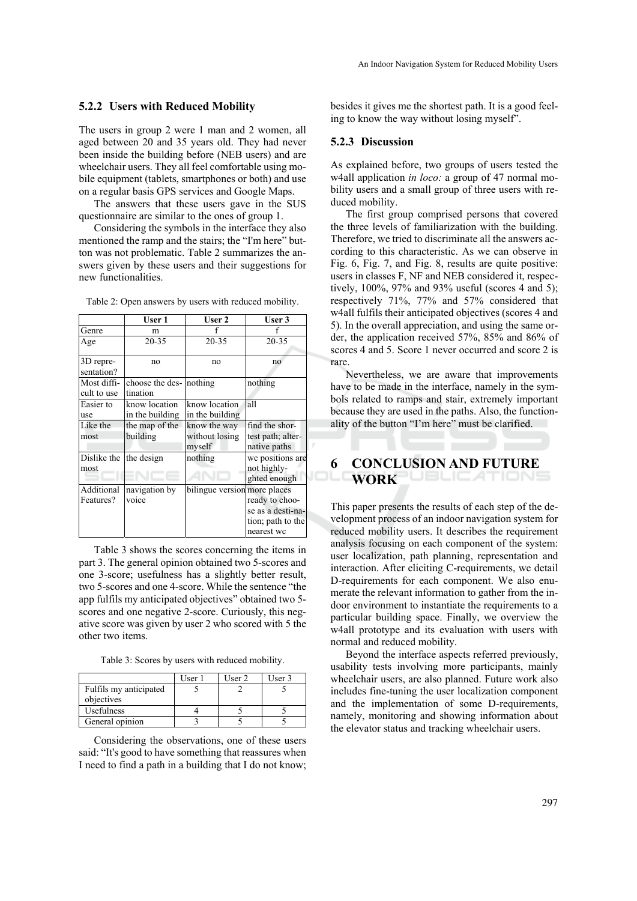### 5.2.2 Users with Reduced Mobility

The users in group 2 were 1 man and 2 women, all aged between 20 and 35 years old. They had never been inside the building before (NEB users) and are wheelchair users. They all feel comfortable using mobile equipment (tablets, smartphones or both) and use on a regular basis GPS services and Google Maps.

The answers that these users gave in the SUS questionnaire are similar to the ones of group 1.

Considering the symbols in the interface they also mentioned the ramp and the stairs; the "I'm here" button was not problematic. Table 2 summarizes the answers given by these users and their suggestions for new functionalities.

Table 2: Open answers by users with reduced mobility.

| | User 1 | User 2 | User 3 |
|---|---|---|---|
| Genre | m | f | f |
| Age | 20-35 | 20-35 | 20-35 |
| 3D representation? | no | no | no |
| Most difficult to use | choose the destination | nothing | nothing |
| Easier to use | know location in the building | know location in the building | all |
| Like the most | the map of the building | know the way without losing myself | find the shortest path; alternative paths |
| Dislike the most | the design | nothing | wc positions are not highlighted enough |
| Additional Features? | navigation by voice | bilingue version | more places ready to choose as a destination; path to the nearest wc |

Table 3 shows the scores concerning the items in part 3. The general opinion obtained two 5-scores and one 3-score; usefulness has a slightly better result, two 5-scores and one 4-score. While the sentence "the app fulfils my anticipated objectives" obtained two 5-scores and one negative 2-score. Curiously, this negative score was given by user 2 who scored with 5 the other two items.

Table 3: Scores by users with reduced mobility.

| | User 1 | User 2 | User 3 |
|---|---|---|---|
| Fulfils my anticipated objectives | 5 | 2 | 5 |
| Usefulness | 4 | 5 | 5 |
| General opinion | 3 | 5 | 5 |

Considering the observations, one of these users said: "It's good to have something that reassures when I need to find a path in a building that I do not know; besides it gives me the shortest path. It is a good feeling to know the way without losing myself".

### 5.2.3 Discussion

As explained before, two groups of users tested the w4all application *in loco:* a group of 47 normal mobility users and a small group of three users with reduced mobility.

The first group comprised persons that covered the three levels of familiarization with the building. Therefore, we tried to discriminate all the answers according to this characteristic. As we can observe in Fig. 6, Fig. 7, and Fig. 8, results are quite positive: users in classes F, NF and NEB considered it, respectively, 100%, 97% and 93% useful (scores 4 and 5); respectively 71%, 77% and 57% considered that w4all fulfils their anticipated objectives (scores 4 and 5). In the overall appreciation, and using the same order, the application received 57%, 85% and 86% of scores 4 and 5. Score 1 never occurred and score 2 is rare.

Nevertheless, we are aware that improvements have to be made in the interface, namely in the symbols related to ramps and stair, extremely important because they are used in the paths. Also, the functionality of the button "I'm here" must be clarified.

## 6 CONCLUSION AND FUTURE WORK

This paper presents the results of each step of the development process of an indoor navigation system for reduced mobility users. It describes the requirement analysis focusing on each component of the system: user localization, path planning, representation and interaction. After eliciting C-requirements, we detail D-requirements for each component. We also enumerate the relevant information to gather from the indoor environment to instantiate the requirements to a particular building space. Finally, we overview the w4all prototype and its evaluation with users with normal and reduced mobility.

Beyond the interface aspects referred previously, usability tests involving more participants, mainly wheelchair users, are also planned. Future work also includes fine-tuning the user localization component and the implementation of some D-requirements, namely, monitoring and showing information about the elevator status and tracking wheelchair users.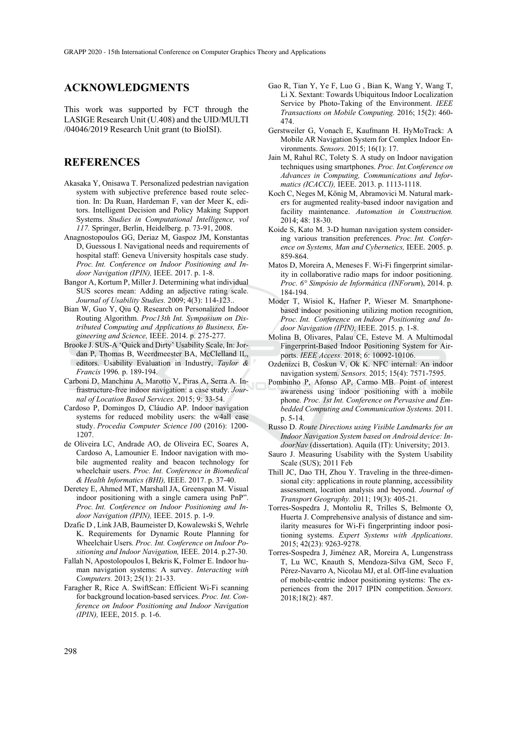## ACKNOWLEDGMENTS

This work was supported by FCT through the LASIGE Research Unit (U.408) and the UID/MULTI /04046/2019 Research Unit grant (to BioISI).

## REFERENCES

Akasaka Y, Onisawa T. Personalized pedestrian navigation system with subjective preference based route selection. In: Da Ruan, Hardeman F, van der Meer K, editors. Intelligent Decision and Policy Making Support Systems. *Studies in Computational Intelligence, vol 117.* Springer, Berlin, Heidelberg. p. 73-91, 2008.

Anagnostopoulos GG, Deriaz M, Gaspoz JM, Konstantas D, Guessous I. Navigational needs and requirements of hospital staff: Geneva University hospitals case study. *Proc. Int. Conference on Indoor Positioning and Indoor Navigation (IPIN),* IEEE. 2017. p. 1-8.

Bangor A, Kortum P, Miller J. Determining what individual SUS scores mean: Adding an adjective rating scale. *Journal of Usability Studies.* 2009; 4(3): 114-123..

Bian W, Guo Y, Qiu Q. Research on Personalized Indoor Routing Algorithm. *Proc13th Int. Symposium on Distributed Computing and Applications to Business, Engineering and Science,* IEEE. 2014. p. 275-277.

Brooke J. SUS-A 'Quick and Dirty' Usability Scale, In: Jordan P, Thomas B, Weerdmeester BA, McClelland IL, editors. Usability Evaluation in Industry, *Taylor & Francis* 1996*.* p. 189-194.

Carboni D, Manchinu A, Marotto V, Piras A, Serra A. Infrastructure-free indoor navigation: a case study. *Journal of Location Based Services.* 2015; 9: 33-54.

Cardoso P, Domingos D, Cláudio AP. Indoor navigation systems for reduced mobility users: the w4all case study. *Procedia Computer Science 100* (2016): 1200-1207.

de Oliveira LC, Andrade AO, de Oliveira EC, Soares A, Cardoso A, Lamounier E. Indoor navigation with mobile augmented reality and beacon technology for wheelchair users. *Proc. Int. Conference in Biomedical & Health Informatics (BHI),* IEEE. 2017. p. 37-40.

Deretey E, Ahmed MT, Marshall JA, Greenspan M. Visual indoor positioning with a single camera using PnP". *Proc. Int. Conference on Indoor Positioning and Indoor Navigation (IPIN),* IEEE. 2015. p. 1-9.

Dzafic D , Link JAB, Baumeister D, Kowalewski S, Wehrle K. Requirements for Dynamic Route Planning for Wheelchair Users. *Proc. Int. Conference on Indoor Positioning and Indoor Navigation,* IEEE. 2014. p.27-30.

Fallah N, Apostolopoulos I, Bekris K, Folmer E. Indoor human navigation systems: A survey. *Interacting with Computers.* 2013; 25(1): 21-33.

Faragher R, Rice A. SwiftScan: Efficient Wi-Fi scanning for background location-based services. *Proc. Int. Conference on Indoor Positioning and Indoor Navigation (IPIN),* IEEE, 2015. p. 1-6.

Gao R, Tian Y, Ye F, Luo G , Bian K, Wang Y, Wang T, Li X. Sextant: Towards Ubiquitous Indoor Localization Service by Photo-Taking of the Environment. *IEEE Transactions on Mobile Computing.* 2016; 15(2): 460-474.

Gerstweiler G, Vonach E, Kaufmann H. HyMoTrack: A Mobile AR Navigation System for Complex Indoor Environments. *Sensors.* 2015; 16(1): 17.

Jain M, Rahul RC, Tolety S. A study on Indoor navigation techniques using smartphones. *Proc. Int.Conference on Advances in Computing, Communications and Informatics (ICACCI),* IEEE. 2013. p. 1113-1118.

Koch C, Neges M, König M, Abramovici M. Natural markers for augmented reality-based indoor navigation and facility maintenance. *Automation in Construction.* 2014; 48: 18-30.

Koide S, Kato M. 3-D human navigation system considering various transition preferences. *Proc. Int. Conference on Systems, Man and Cybernetics,* IEEE. 2005. p. 859-864.

Matos D, Moreira A, Meneses F. Wi-Fi fingerprint similarity in collaborative radio maps for indoor positioning. *Proc. 6° Simpósio de Informática (INForum*), 2014. p. 184-194.

Moder T, Wisiol K, Hafner P, Wieser M. Smartphone-based indoor positioning utilizing motion recognition, *Proc. Int. Conference on Indoor Positioning and Indoor Navigation (IPIN),* IEEE. 2015. p. 1-8.

Molina B, Olivares, Palau CE, Esteve M. A Multimodal Fingerprint-Based Indoor Positioning System for Airports. *IEEE Access*. 2018; 6: 10092-10106.

Ozdenizci B, Coskun V, Ok K. NFC internal: An indoor navigation system. *Sensors.* 2015; 15(4): 7571-7595.

Pombinho P, Afonso AP, Carmo MB. Point of interest awareness using indoor positioning with a mobile phone*. Proc. 1st Int. Conference on Pervasive and Embedded Computing and Communication Systems.* 2011. p. 5-14.

Russo D. *Route Directions using Visible Landmarks for an Indoor Navigation System based on Android device: IndoorNav* (dissertation). Aquila (IT): University; 2013.

Sauro J. Measuring Usability with the System Usability Scale (SUS); 2011 Feb

Thill JC, Dao TH, Zhou Y. Traveling in the three-dimensional city: applications in route planning, accessibility assessment, location analysis and beyond. *Journal of Transport Geography.* 2011; 19(3): 405-21.

Torres-Sospedra J, Montoliu R, Trilles S, Belmonte O, Huerta J. Comprehensive analysis of distance and similarity measures for Wi-Fi fingerprinting indoor positioning systems. *Expert Systems with Applications*. 2015; 42(23): 9263-9278.

Torres-Sospedra J, Jiménez AR, Moreira A, Lungenstrass T, Lu WC, Knauth S, Mendoza-Silva GM, Seco F, Pérez-Navarro A, Nicolau MJ, et al. Off-line evaluation of mobile-centric indoor positioning systems: The experiences from the 2017 IPIN competition. *Sensors*. 2018;18(2): 487.